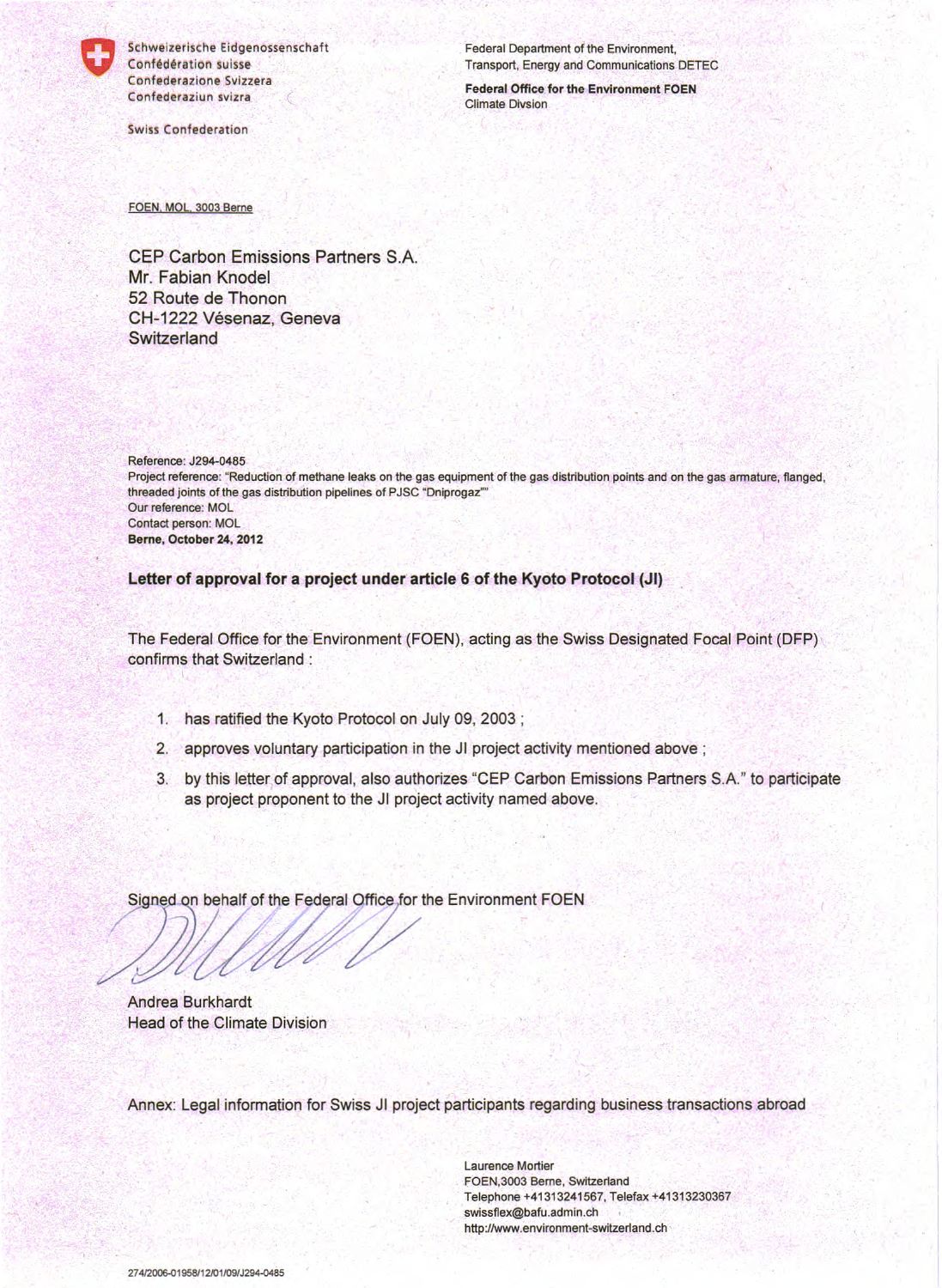Schweizerische Eidgenossenschaft
Confédération suisse
Confederazione Svizzera
Confederaziun svizra

Swiss Confederation

Federal Department of the Environment,
Transport, Energy and Communications DETEC

**Federal Office for the Environment FOEN**
Climate Divsion

FOEN, MOL, 3003 Berne

CEP Carbon Emissions Partners S.A.
Mr. Fabian Knodel
52 Route de Thonon
CH-1222 Vésenaz, Geneva
Switzerland

Reference: J294-0485
Project reference: "Reduction of methane leaks on the gas equipment of the gas distribution points and on the gas armature, flanged, threaded joints of the gas distribution pipelines of PJSC "Dniprogaz""
Our reference: MOL
Contact person: MOL
**Berne, October 24, 2012**

**Letter of approval for a project under article 6 of the Kyoto Protocol (JI)**

The Federal Office for the Environment (FOEN), acting as the Swiss Designated Focal Point (DFP) confirms that Switzerland :

1. has ratified the Kyoto Protocol on July 09, 2003 ;
2. approves voluntary participation in the JI project activity mentioned above ;
3. by this letter of approval, also authorizes "CEP Carbon Emissions Partners S.A." to participate as project proponent to the JI project activity named above.

Signed on behalf of the Federal Office for the Environment FOEN

Andrea Burkhardt
Head of the Climate Division

Annex: Legal information for Swiss JI project participants regarding business transactions abroad

Laurence Mortier
FOEN,3003 Berne, Switzerland
Telephone +41313241567, Telefax +41313230367
swissflex@bafu.admin.ch
http://www.environment-switzerland.ch

274/2006-01958/12/01/09/J294-0485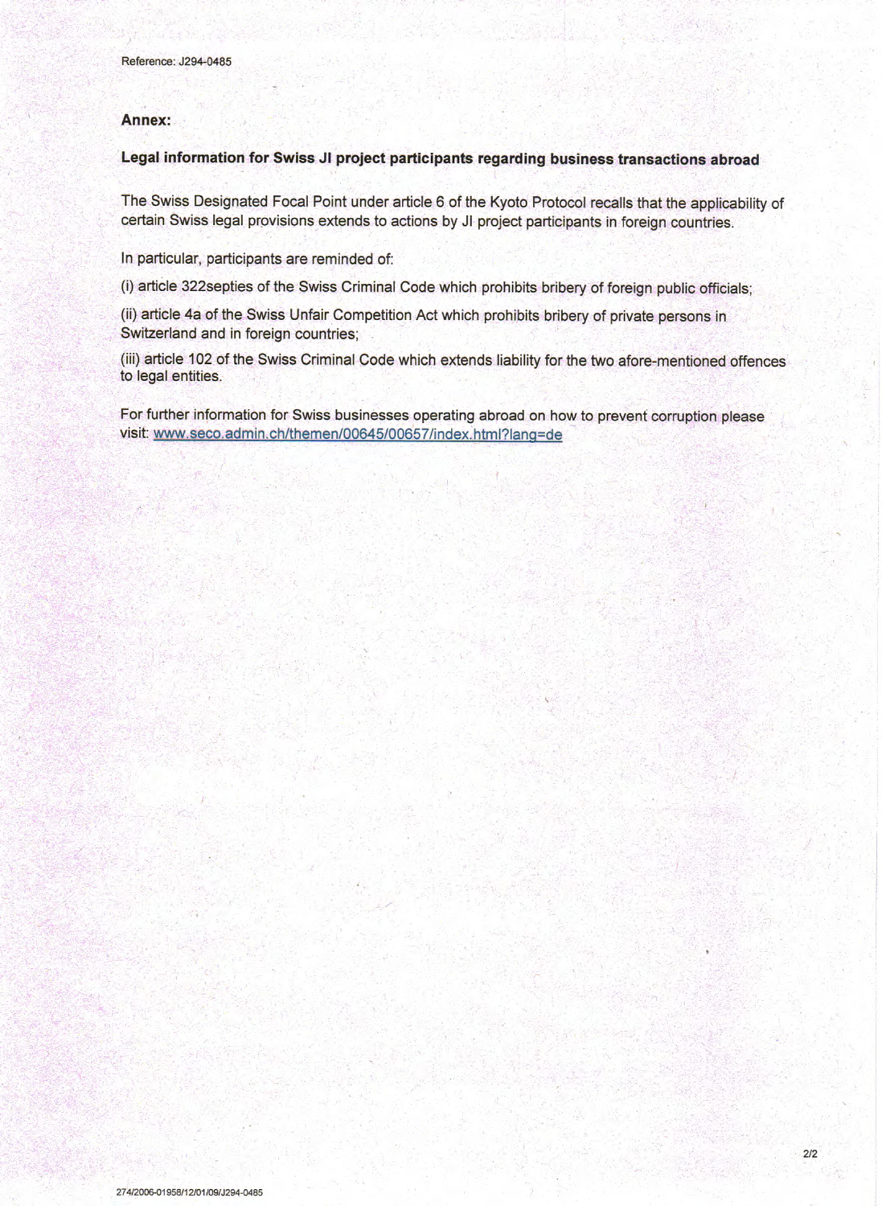Reference: J294-0485

**Annex:**

**Legal information for Swiss JI project participants regarding business transactions abroad**

The Swiss Designated Focal Point under article 6 of the Kyoto Protocol recalls that the applicability of certain Swiss legal provisions extends to actions by JI project participants in foreign countries.

In particular, participants are reminded of:

(i) article 322septies of the Swiss Criminal Code which prohibits bribery of foreign public officials;

(ii) article 4a of the Swiss Unfair Competition Act which prohibits bribery of private persons in Switzerland and in foreign countries;

(iii) article 102 of the Swiss Criminal Code which extends liability for the two afore-mentioned offences to legal entities.

For further information for Swiss businesses operating abroad on how to prevent corruption please visit: www.seco.admin.ch/themen/00645/00657/index.html?lang=de

274/2006-01958/12/01/09/J294-0485